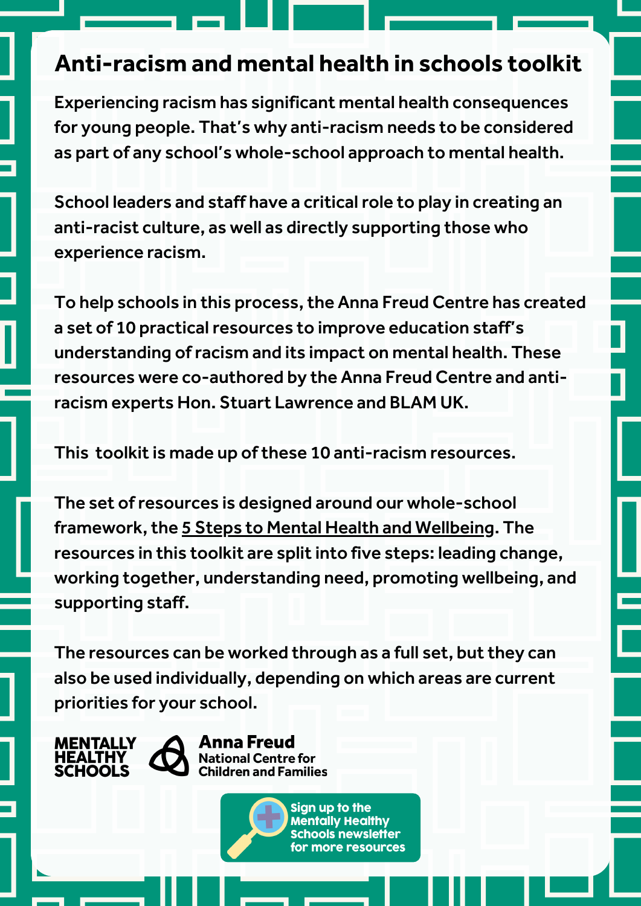# Anti-racism and mental health in schools toolkit

Experiencing racism has significant mental health consequences for young people. That's why anti-racism needs to be considered as part of any school's whole-school approach to mental health.

School leaders and staff have a critical role to play in creating an anti-racist culture, as well as directly supporting those who experience racism.

To help schools in this process, the Anna Freud Centre has created a set of 10 practical resources to improve education staff's understanding of racism and its impact on mental health. These resources were co-authored by the Anna Freud Centre and anti-racism experts Hon. Stuart Lawrence and BLAM UK.

This toolkit is made up of these 10 anti-racism resources.

The set of resources is designed around our whole-school framework, the 5 Steps to Mental Health and Wellbeing. The resources in this toolkit are split into five steps: leading change, working together, understanding need, promoting wellbeing, and supporting staff.

The resources can be worked through as a full set, but they can also be used individually, depending on which areas are current priorities for your school.

MENTALLY HEALTHY SCHOOLS

Anna Freud National Centre for Children and Families

Sign up to the Mentally Healthy Schools newsletter for more resources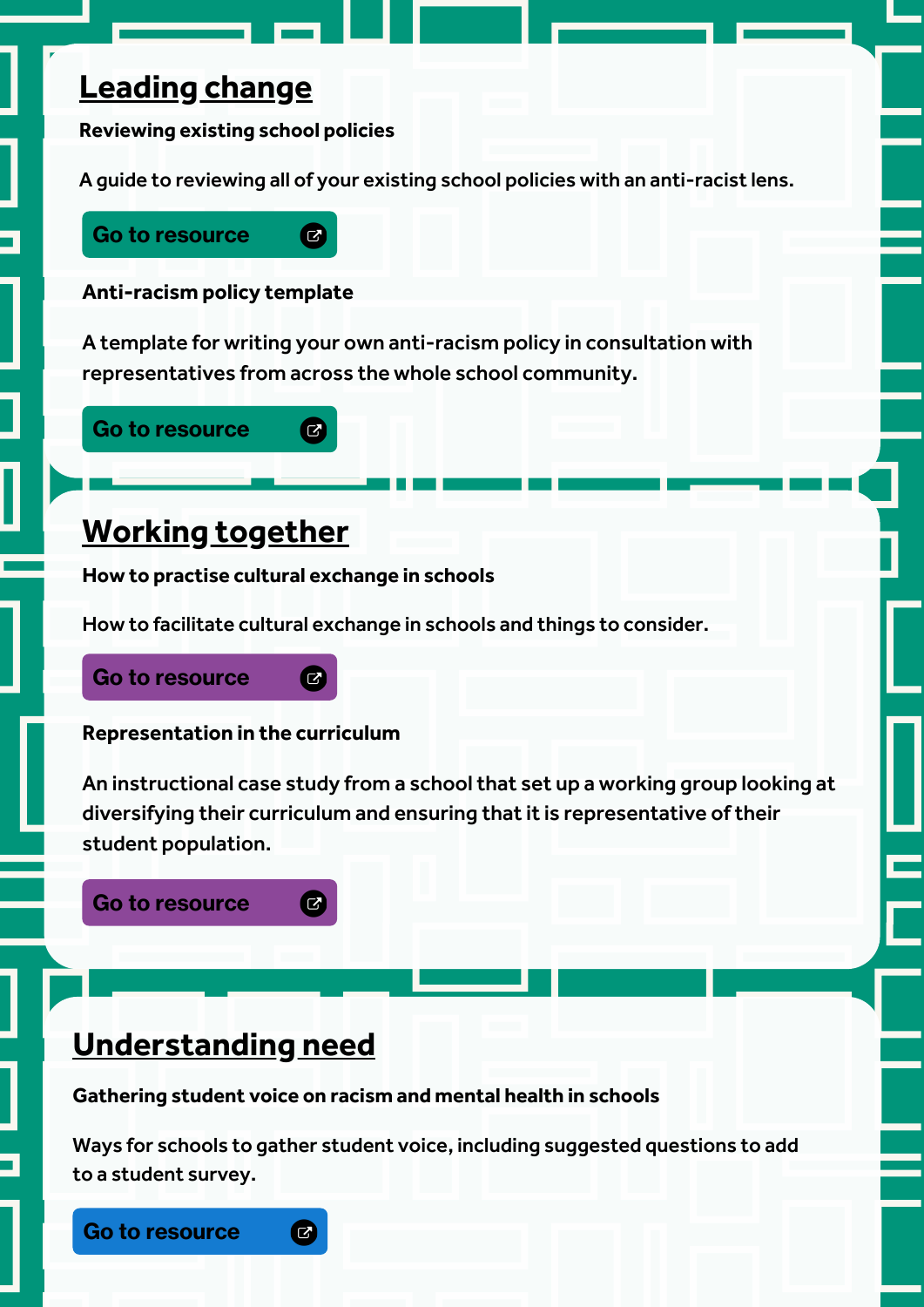## Leading change

**Reviewing existing school policies**

A guide to reviewing all of your existing school policies with an anti-racist lens.

Go to resource

**Anti-racism policy template**

A template for writing your own anti-racism policy in consultation with representatives from across the whole school community.

Go to resource

## Working together

**How to practise cultural exchange in schools**

How to facilitate cultural exchange in schools and things to consider.

Go to resource

**Representation in the curriculum**

An instructional case study from a school that set up a working group looking at diversifying their curriculum and ensuring that it is representative of their student population.

Go to resource

## Understanding need

**Gathering student voice on racism and mental health in schools**

Ways for schools to gather student voice, including suggested questions to add to a student survey.

Go to resource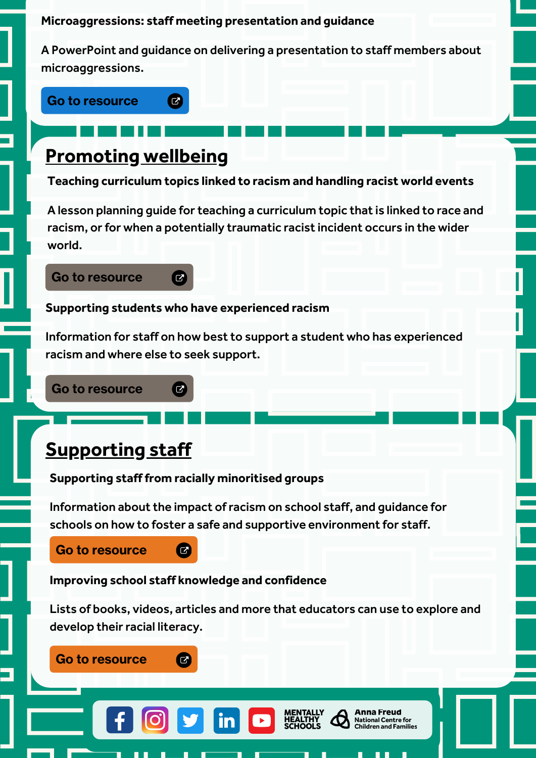### Microaggressions: staff meeting presentation and guidance

A PowerPoint and guidance on delivering a presentation to staff members about microaggressions.

Go to resource

## Promoting wellbeing

### Teaching curriculum topics linked to racism and handling racist world events

A lesson planning guide for teaching a curriculum topic that is linked to race and racism, or for when a potentially traumatic racist incident occurs in the wider world.

Go to resource

### Supporting students who have experienced racism

Information for staff on how best to support a student who has experienced racism and where else to seek support.

Go to resource

## Supporting staff

### Supporting staff from racially minoritised groups

Information about the impact of racism on school staff, and guidance for schools on how to foster a safe and supportive environment for staff.

Go to resource

### Improving school staff knowledge and confidence

Lists of books, videos, articles and more that educators can use to explore and develop their racial literacy.

Go to resource

MENTALLY HEALTHY SCHOOLS

Anna Freud National Centre for Children and Families